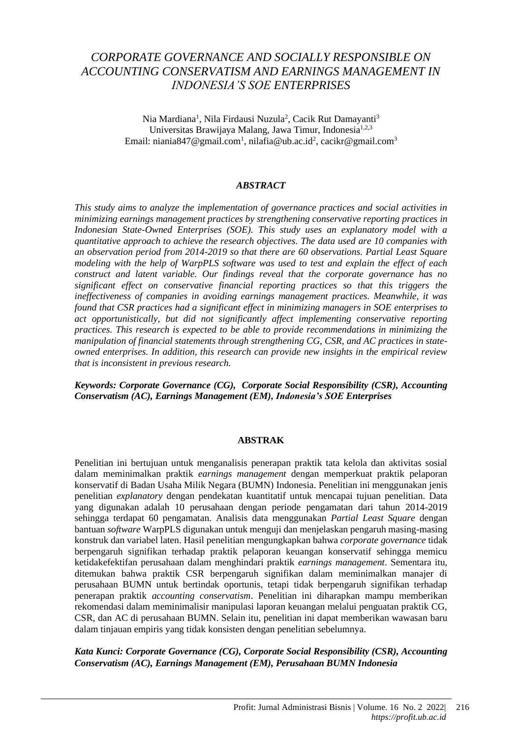# *CORPORATE GOVERNANCE AND SOCIALLY RESPONSIBLE ON ACCOUNTING CONSERVATISM AND EARNINGS MANAGEMENT IN INDONESIA'S SOE ENTERPRISES*

Nia Mardiana[1], Nila Firdausi Nuzula[2], Cacik Rut Damayanti[3]
Universitas Brawijaya Malang, Jawa Timur, Indonesia[1,2,3]
Email: niania847@gmail.com[1], nilafia@ub.ac.id[2], cacikr@gmail.com[3]

### *ABSTRACT*

*This study aims to analyze the implementation of governance practices and social activities in minimizing earnings management practices by strengthening conservative reporting practices in Indonesian State-Owned Enterprises (SOE). This study uses an explanatory model with a quantitative approach to achieve the research objectives. The data used are 10 companies with an observation period from 2014-2019 so that there are 60 observations. Partial Least Square modeling with the help of WarpPLS software was used to test and explain the effect of each construct and latent variable. Our findings reveal that the corporate governance has no significant effect on conservative financial reporting practices so that this triggers the ineffectiveness of companies in avoiding earnings management practices. Meanwhile, it was found that CSR practices had a significant effect in minimizing managers in SOE enterprises to act opportunistically, but did not significantly affect implementing conservative reporting practices. This research is expected to be able to provide recommendations in minimizing the manipulation of financial statements through strengthening CG, CSR, and AC practices in state-owned enterprises. In addition, this research can provide new insights in the empirical review that is inconsistent in previous research.*

***Keywords: Corporate Governance (CG), Corporate Social Responsibility (CSR), Accounting Conservatism (AC), Earnings Management (EM), Indonesia's SOE Enterprises***

### ABSTRAK

Penelitian ini bertujuan untuk menganalisis penerapan praktik tata kelola dan aktivitas sosial dalam meminimalkan praktik *earnings management* dengan memperkuat praktik pelaporan konservatif di Badan Usaha Milik Negara (BUMN) Indonesia. Penelitian ini menggunakan jenis penelitian *explanatory* dengan pendekatan kuantitatif untuk mencapai tujuan penelitian. Data yang digunakan adalah 10 perusahaan dengan periode pengamatan dari tahun 2014-2019 sehingga terdapat 60 pengamatan. Analisis data menggunakan *Partial Least Square* dengan bantuan *software* WarpPLS digunakan untuk menguji dan menjelaskan pengaruh masing-masing konstruk dan variabel laten. Hasil penelitian mengungkapkan bahwa *corporate governance* tidak berpengaruh signifikan terhadap praktik pelaporan keuangan konservatif sehingga memicu ketidakefektifan perusahaan dalam menghindari praktik *earnings management*. Sementara itu, ditemukan bahwa praktik CSR berpengaruh signifikan dalam meminimalkan manajer di perusahaan BUMN untuk bertindak oportunis, tetapi tidak berpengaruh signifikan terhadap penerapan praktik *accounting conservatism*. Penelitian ini diharapkan mampu memberikan rekomendasi dalam meminimalisir manipulasi laporan keuangan melalui penguatan praktik CG, CSR, dan AC di perusahaan BUMN. Selain itu, penelitian ini dapat memberikan wawasan baru dalam tinjauan empiris yang tidak konsisten dengan penelitian sebelumnya.

***Kata Kunci: Corporate Governance (CG), Corporate Social Responsibility (CSR), Accounting Conservatism (AC), Earnings Management (EM), Perusahaan BUMN Indonesia***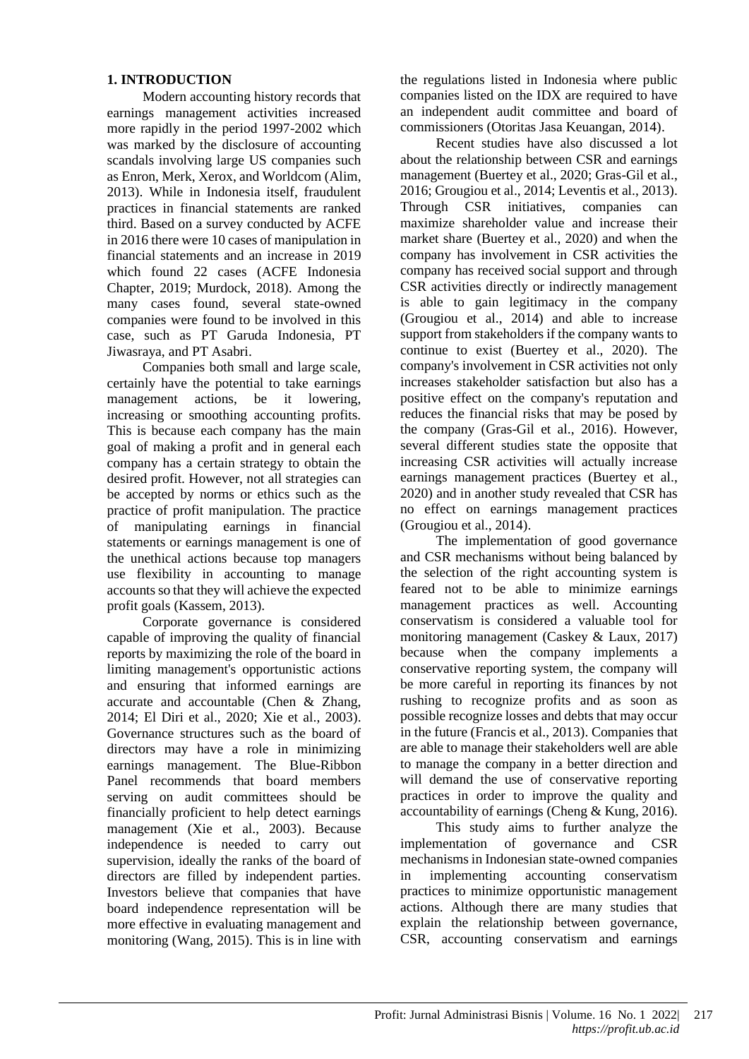## 1. INTRODUCTION

Modern accounting history records that earnings management activities increased more rapidly in the period 1997-2002 which was marked by the disclosure of accounting scandals involving large US companies such as Enron, Merk, Xerox, and Worldcom (Alim, 2013). While in Indonesia itself, fraudulent practices in financial statements are ranked third. Based on a survey conducted by ACFE in 2016 there were 10 cases of manipulation in financial statements and an increase in 2019 which found 22 cases (ACFE Indonesia Chapter, 2019; Murdock, 2018). Among the many cases found, several state-owned companies were found to be involved in this case, such as PT Garuda Indonesia, PT Jiwasraya, and PT Asabri.

Companies both small and large scale, certainly have the potential to take earnings management actions, be it lowering, increasing or smoothing accounting profits. This is because each company has the main goal of making a profit and in general each company has a certain strategy to obtain the desired profit. However, not all strategies can be accepted by norms or ethics such as the practice of profit manipulation. The practice of manipulating earnings in financial statements or earnings management is one of the unethical actions because top managers use flexibility in accounting to manage accounts so that they will achieve the expected profit goals (Kassem, 2013).

Corporate governance is considered capable of improving the quality of financial reports by maximizing the role of the board in limiting management's opportunistic actions and ensuring that informed earnings are accurate and accountable (Chen & Zhang, 2014; El Diri et al., 2020; Xie et al., 2003). Governance structures such as the board of directors may have a role in minimizing earnings management. The Blue-Ribbon Panel recommends that board members serving on audit committees should be financially proficient to help detect earnings management (Xie et al., 2003). Because independence is needed to carry out supervision, ideally the ranks of the board of directors are filled by independent parties. Investors believe that companies that have board independence representation will be more effective in evaluating management and monitoring (Wang, 2015). This is in line with the regulations listed in Indonesia where public companies listed on the IDX are required to have an independent audit committee and board of commissioners (Otoritas Jasa Keuangan, 2014).

Recent studies have also discussed a lot about the relationship between CSR and earnings management (Buertey et al., 2020; Gras-Gil et al., 2016; Grougiou et al., 2014; Leventis et al., 2013). Through CSR initiatives, companies can maximize shareholder value and increase their market share (Buertey et al., 2020) and when the company has involvement in CSR activities the company has received social support and through CSR activities directly or indirectly management is able to gain legitimacy in the company (Grougiou et al., 2014) and able to increase support from stakeholders if the company wants to continue to exist (Buertey et al., 2020). The company's involvement in CSR activities not only increases stakeholder satisfaction but also has a positive effect on the company's reputation and reduces the financial risks that may be posed by the company (Gras-Gil et al., 2016). However, several different studies state the opposite that increasing CSR activities will actually increase earnings management practices (Buertey et al., 2020) and in another study revealed that CSR has no effect on earnings management practices (Grougiou et al., 2014).

The implementation of good governance and CSR mechanisms without being balanced by the selection of the right accounting system is feared not to be able to minimize earnings management practices as well. Accounting conservatism is considered a valuable tool for monitoring management (Caskey & Laux, 2017) because when the company implements a conservative reporting system, the company will be more careful in reporting its finances by not rushing to recognize profits and as soon as possible recognize losses and debts that may occur in the future (Francis et al., 2013). Companies that are able to manage their stakeholders well are able to manage the company in a better direction and will demand the use of conservative reporting practices in order to improve the quality and accountability of earnings (Cheng & Kung, 2016).

This study aims to further analyze the implementation of governance and CSR mechanisms in Indonesian state-owned companies in implementing accounting conservatism practices to minimize opportunistic management actions. Although there are many studies that explain the relationship between governance, CSR, accounting conservatism and earnings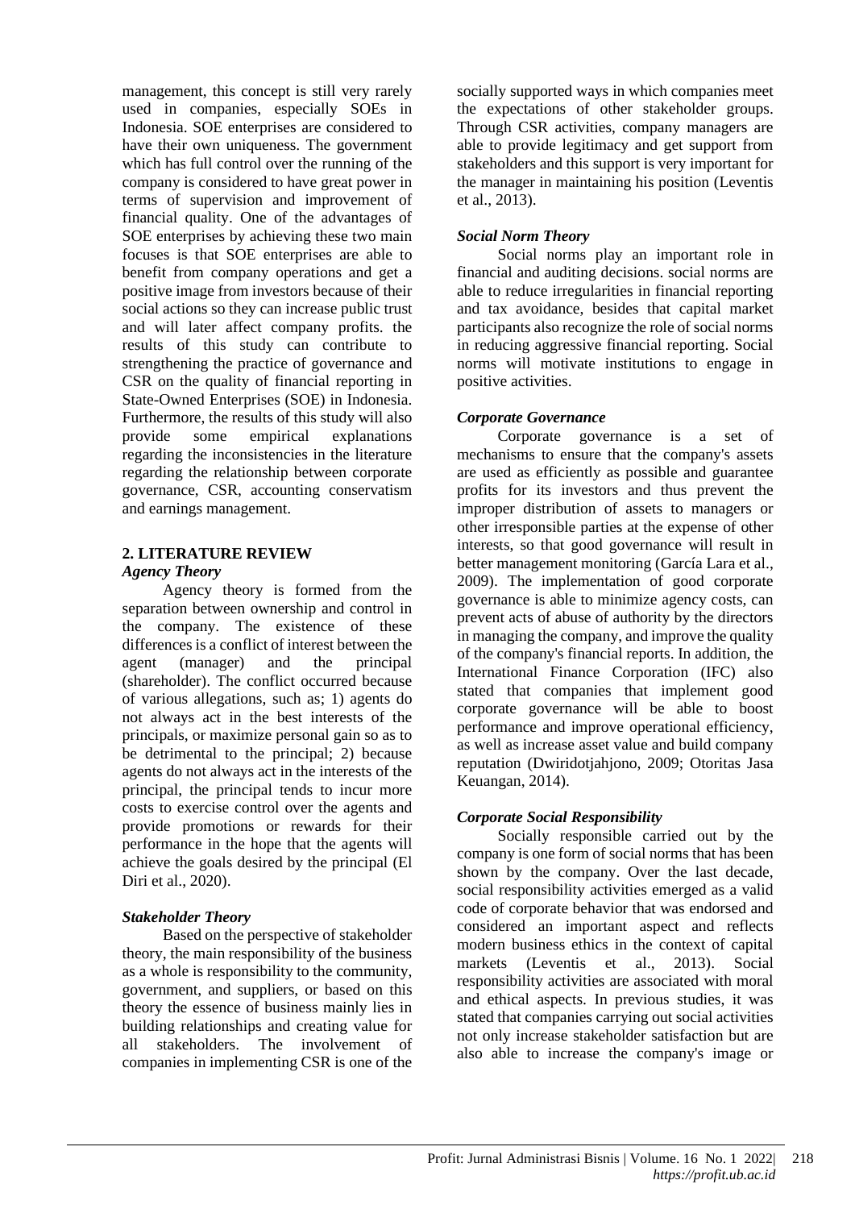management, this concept is still very rarely used in companies, especially SOEs in Indonesia. SOE enterprises are considered to have their own uniqueness. The government which has full control over the running of the company is considered to have great power in terms of supervision and improvement of financial quality. One of the advantages of SOE enterprises by achieving these two main focuses is that SOE enterprises are able to benefit from company operations and get a positive image from investors because of their social actions so they can increase public trust and will later affect company profits. the results of this study can contribute to strengthening the practice of governance and CSR on the quality of financial reporting in State-Owned Enterprises (SOE) in Indonesia. Furthermore, the results of this study will also provide some empirical explanations regarding the inconsistencies in the literature regarding the relationship between corporate governance, CSR, accounting conservatism and earnings management.

## 2. LITERATURE REVIEW

### *Agency Theory*

Agency theory is formed from the separation between ownership and control in the company. The existence of these differences is a conflict of interest between the agent (manager) and the principal (shareholder). The conflict occurred because of various allegations, such as; 1) agents do not always act in the best interests of the principals, or maximize personal gain so as to be detrimental to the principal; 2) because agents do not always act in the interests of the principal, the principal tends to incur more costs to exercise control over the agents and provide promotions or rewards for their performance in the hope that the agents will achieve the goals desired by the principal (El Diri et al., 2020).

### *Stakeholder Theory*

Based on the perspective of stakeholder theory, the main responsibility of the business as a whole is responsibility to the community, government, and suppliers, or based on this theory the essence of business mainly lies in building relationships and creating value for all stakeholders. The involvement of companies in implementing CSR is one of the socially supported ways in which companies meet the expectations of other stakeholder groups. Through CSR activities, company managers are able to provide legitimacy and get support from stakeholders and this support is very important for the manager in maintaining his position (Leventis et al., 2013).

### *Social Norm Theory*

Social norms play an important role in financial and auditing decisions. social norms are able to reduce irregularities in financial reporting and tax avoidance, besides that capital market participants also recognize the role of social norms in reducing aggressive financial reporting. Social norms will motivate institutions to engage in positive activities.

### *Corporate Governance*

Corporate governance is a set of mechanisms to ensure that the company's assets are used as efficiently as possible and guarantee profits for its investors and thus prevent the improper distribution of assets to managers or other irresponsible parties at the expense of other interests, so that good governance will result in better management monitoring (García Lara et al., 2009). The implementation of good corporate governance is able to minimize agency costs, can prevent acts of abuse of authority by the directors in managing the company, and improve the quality of the company's financial reports. In addition, the International Finance Corporation (IFC) also stated that companies that implement good corporate governance will be able to boost performance and improve operational efficiency, as well as increase asset value and build company reputation (Dwiridotjahjono, 2009; Otoritas Jasa Keuangan, 2014).

### *Corporate Social Responsibility*

Socially responsible carried out by the company is one form of social norms that has been shown by the company. Over the last decade, social responsibility activities emerged as a valid code of corporate behavior that was endorsed and considered an important aspect and reflects modern business ethics in the context of capital markets (Leventis et al., 2013). Social responsibility activities are associated with moral and ethical aspects. In previous studies, it was stated that companies carrying out social activities not only increase stakeholder satisfaction but are also able to increase the company's image or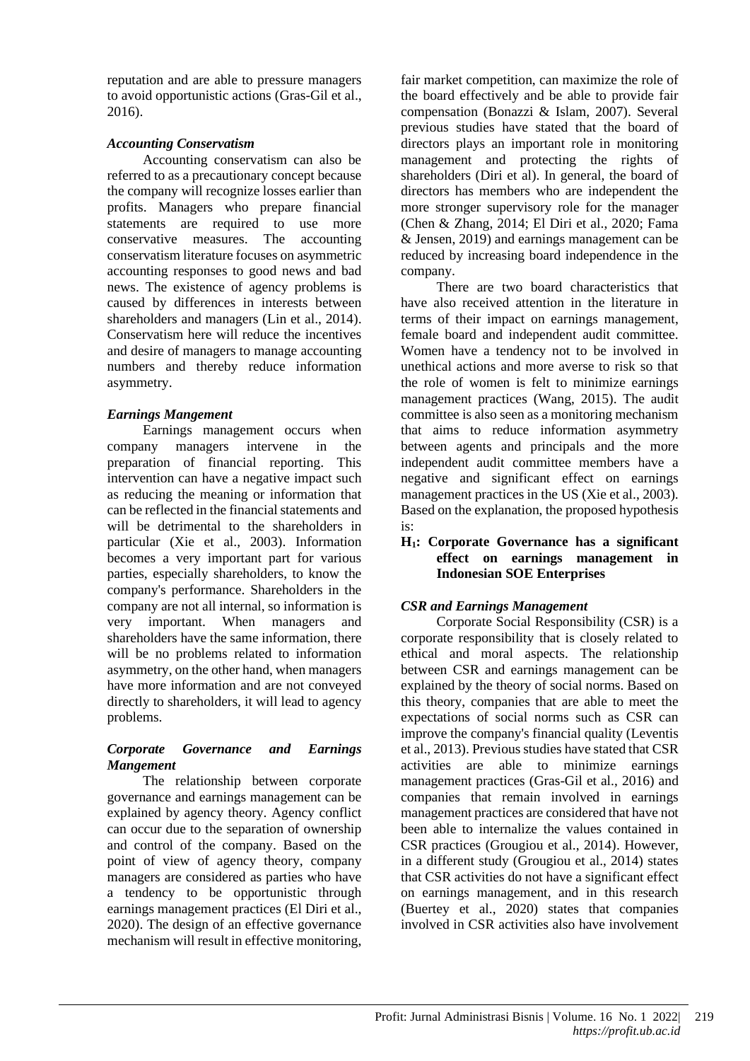reputation and are able to pressure managers to avoid opportunistic actions (Gras-Gil et al., 2016).

### *Accounting Conservatism*

Accounting conservatism can also be referred to as a precautionary concept because the company will recognize losses earlier than profits. Managers who prepare financial statements are required to use more conservative measures. The accounting conservatism literature focuses on asymmetric accounting responses to good news and bad news. The existence of agency problems is caused by differences in interests between shareholders and managers (Lin et al., 2014). Conservatism here will reduce the incentives and desire of managers to manage accounting numbers and thereby reduce information asymmetry.

### *Earnings Mangement*

Earnings management occurs when company managers intervene in the preparation of financial reporting. This intervention can have a negative impact such as reducing the meaning or information that can be reflected in the financial statements and will be detrimental to the shareholders in particular (Xie et al., 2003). Information becomes a very important part for various parties, especially shareholders, to know the company's performance. Shareholders in the company are not all internal, so information is very important. When managers and shareholders have the same information, there will be no problems related to information asymmetry, on the other hand, when managers have more information and are not conveyed directly to shareholders, it will lead to agency problems.

### *Corporate Governance and Earnings Mangement*

The relationship between corporate governance and earnings management can be explained by agency theory. Agency conflict can occur due to the separation of ownership and control of the company. Based on the point of view of agency theory, company managers are considered as parties who have a tendency to be opportunistic through earnings management practices (El Diri et al., 2020). The design of an effective governance mechanism will result in effective monitoring, fair market competition, can maximize the role of the board effectively and be able to provide fair compensation (Bonazzi & Islam, 2007). Several previous studies have stated that the board of directors plays an important role in monitoring management and protecting the rights of shareholders (Diri et al). In general, the board of directors has members who are independent the more stronger supervisory role for the manager (Chen & Zhang, 2014; El Diri et al., 2020; Fama & Jensen, 2019) and earnings management can be reduced by increasing board independence in the company.

There are two board characteristics that have also received attention in the literature in terms of their impact on earnings management, female board and independent audit committee. Women have a tendency not to be involved in unethical actions and more averse to risk so that the role of women is felt to minimize earnings management practices (Wang, 2015). The audit committee is also seen as a monitoring mechanism that aims to reduce information asymmetry between agents and principals and the more independent audit committee members have a negative and significant effect on earnings management practices in the US (Xie et al., 2003). Based on the explanation, the proposed hypothesis is:

**$H_1$: Corporate Governance has a significant effect on earnings management in Indonesian SOE Enterprises**

### *CSR and Earnings Management*

Corporate Social Responsibility (CSR) is a corporate responsibility that is closely related to ethical and moral aspects. The relationship between CSR and earnings management can be explained by the theory of social norms. Based on this theory, companies that are able to meet the expectations of social norms such as CSR can improve the company's financial quality (Leventis et al., 2013). Previous studies have stated that CSR activities are able to minimize earnings management practices (Gras-Gil et al., 2016) and companies that remain involved in earnings management practices are considered that have not been able to internalize the values contained in CSR practices (Grougiou et al., 2014). However, in a different study (Grougiou et al., 2014) states that CSR activities do not have a significant effect on earnings management, and in this research (Buertey et al., 2020) states that companies involved in CSR activities also have involvement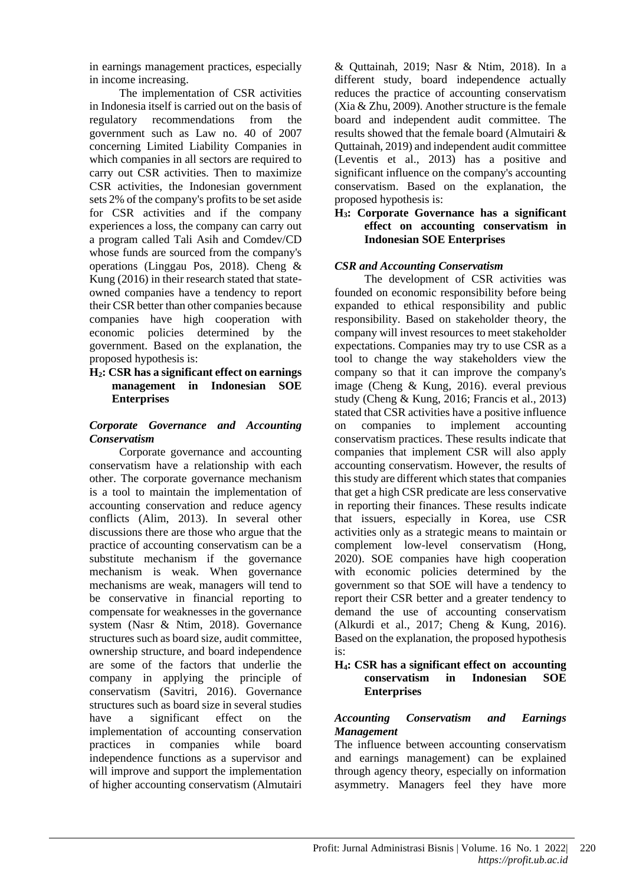in earnings management practices, especially in income increasing.

The implementation of CSR activities in Indonesia itself is carried out on the basis of regulatory recommendations from the government such as Law no. 40 of 2007 concerning Limited Liability Companies in which companies in all sectors are required to carry out CSR activities. Then to maximize CSR activities, the Indonesian government sets 2% of the company's profits to be set aside for CSR activities and if the company experiences a loss, the company can carry out a program called Tali Asih and Comdev/CD whose funds are sourced from the company's operations (Linggau Pos, 2018). Cheng & Kung (2016) in their research stated that state-owned companies have a tendency to report their CSR better than other companies because companies have high cooperation with economic policies determined by the government. Based on the explanation, the proposed hypothesis is:

**$H_2$: CSR has a significant effect on earnings management in Indonesian SOE Enterprises**

### *Corporate Governance and Accounting Conservatism*

Corporate governance and accounting conservatism have a relationship with each other. The corporate governance mechanism is a tool to maintain the implementation of accounting conservation and reduce agency conflicts (Alim, 2013). In several other discussions there are those who argue that the practice of accounting conservatism can be a substitute mechanism if the governance mechanism is weak. When governance mechanisms are weak, managers will tend to be conservative in financial reporting to compensate for weaknesses in the governance system (Nasr & Ntim, 2018). Governance structures such as board size, audit committee, ownership structure, and board independence are some of the factors that underlie the company in applying the principle of conservatism (Savitri, 2016). Governance structures such as board size in several studies have a significant effect on the implementation of accounting conservation practices in companies while board independence functions as a supervisor and will improve and support the implementation of higher accounting conservatism (Almutairi & Quttainah, 2019; Nasr & Ntim, 2018). In a different study, board independence actually reduces the practice of accounting conservatism (Xia & Zhu, 2009). Another structure is the female board and independent audit committee. The results showed that the female board (Almutairi & Quttainah, 2019) and independent audit committee (Leventis et al., 2013) has a positive and significant influence on the company's accounting conservatism. Based on the explanation, the proposed hypothesis is:

**$H_3$: Corporate Governance has a significant effect on accounting conservatism in Indonesian SOE Enterprises**

### *CSR and Accounting Conservatism*

The development of CSR activities was founded on economic responsibility before being expanded to ethical responsibility and public responsibility. Based on stakeholder theory, the company will invest resources to meet stakeholder expectations. Companies may try to use CSR as a tool to change the way stakeholders view the company so that it can improve the company's image (Cheng & Kung, 2016). everal previous study (Cheng & Kung, 2016; Francis et al., 2013) stated that CSR activities have a positive influence on companies to implement accounting conservatism practices. These results indicate that companies that implement CSR will also apply accounting conservatism. However, the results of this study are different which states that companies that get a high CSR predicate are less conservative in reporting their finances. These results indicate that issuers, especially in Korea, use CSR activities only as a strategic means to maintain or complement low-level conservatism (Hong, 2020). SOE companies have high cooperation with economic policies determined by the government so that SOE will have a tendency to report their CSR better and a greater tendency to demand the use of accounting conservatism (Alkurdi et al., 2017; Cheng & Kung, 2016). Based on the explanation, the proposed hypothesis is:

**$H_4$: CSR has a significant effect on accounting conservatism in Indonesian SOE Enterprises**

### *Accounting Conservatism and Earnings Management*

The influence between accounting conservatism and earnings management) can be explained through agency theory, especially on information asymmetry. Managers feel they have more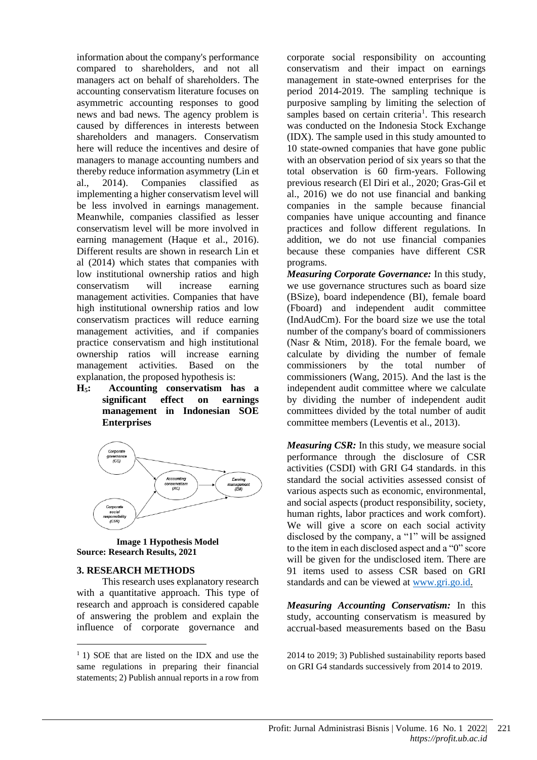information about the company's performance compared to shareholders, and not all managers act on behalf of shareholders. The accounting conservatism literature focuses on asymmetric accounting responses to good news and bad news. The agency problem is caused by differences in interests between shareholders and managers. Conservatism here will reduce the incentives and desire of managers to manage accounting numbers and thereby reduce information asymmetry (Lin et al., 2014). Companies classified as implementing a higher conservatism level will be less involved in earnings management. Meanwhile, companies classified as lesser conservatism level will be more involved in earning management (Haque et al., 2016). Different results are shown in research Lin et al (2014) which states that companies with low institutional ownership ratios and high conservatism will increase earning management activities. Companies that have high institutional ownership ratios and low conservatism practices will reduce earning management activities, and if companies practice conservatism and high institutional ownership ratios will increase earning management activities. Based on the explanation, the proposed hypothesis is:

**$H_5$: Accounting conservatism has a significant effect on earnings management in Indonesian SOE Enterprises**

**Image 1 Hypothesis Model**
**Source: Research Results, 2021**

## 3. RESEARCH METHODS

This research uses explanatory research with a quantitative approach. This type of research and approach is considered capable of answering the problem and explain the influence of corporate governance and corporate social responsibility on accounting conservatism and their impact on earnings management in state-owned enterprises for the period 2014-2019. The sampling technique is purposive sampling by limiting the selection of samples based on certain criteria[1]. This research was conducted on the Indonesia Stock Exchange (IDX). The sample used in this study amounted to 10 state-owned companies that have gone public with an observation period of six years so that the total observation is 60 firm-years. Following previous research (El Diri et al., 2020; Gras-Gil et al., 2016) we do not use financial and banking companies in the sample because financial companies have unique accounting and finance practices and follow different regulations. In addition, we do not use financial companies because these companies have different CSR programs.

***Measuring Corporate Governance:*** In this study, we use governance structures such as board size (BSize), board independence (BI), female board (Fboard) and independent audit committee (IndAudCm). For the board size we use the total number of the company's board of commissioners (Nasr & Ntim, 2018). For the female board, we calculate by dividing the number of female commissioners by the total number of commissioners (Wang, 2015). And the last is the independent audit committee where we calculate by dividing the number of independent audit committees divided by the total number of audit committee members (Leventis et al., 2013).

***Measuring CSR:*** In this study, we measure social performance through the disclosure of CSR activities (CSDI) with GRI G4 standards. in this standard the social activities assessed consist of various aspects such as economic, environmental, and social aspects (product responsibility, society, human rights, labor practices and work comfort). We will give a score on each social activity disclosed by the company, a "1" will be assigned to the item in each disclosed aspect and a "0" score will be given for the undisclosed item. There are 91 items used to assess CSR based on GRI standards and can be viewed at www.gri.go.id.

***Measuring Accounting Conservatism:*** In this study, accounting conservatism is measured by accrual-based measurements based on the Basu

[1] 1) SOE that are listed on the IDX and use the same regulations in preparing their financial statements; 2) Publish annual reports in a row from 2014 to 2019; 3) Published sustainability reports based on GRI G4 standards successively from 2014 to 2019.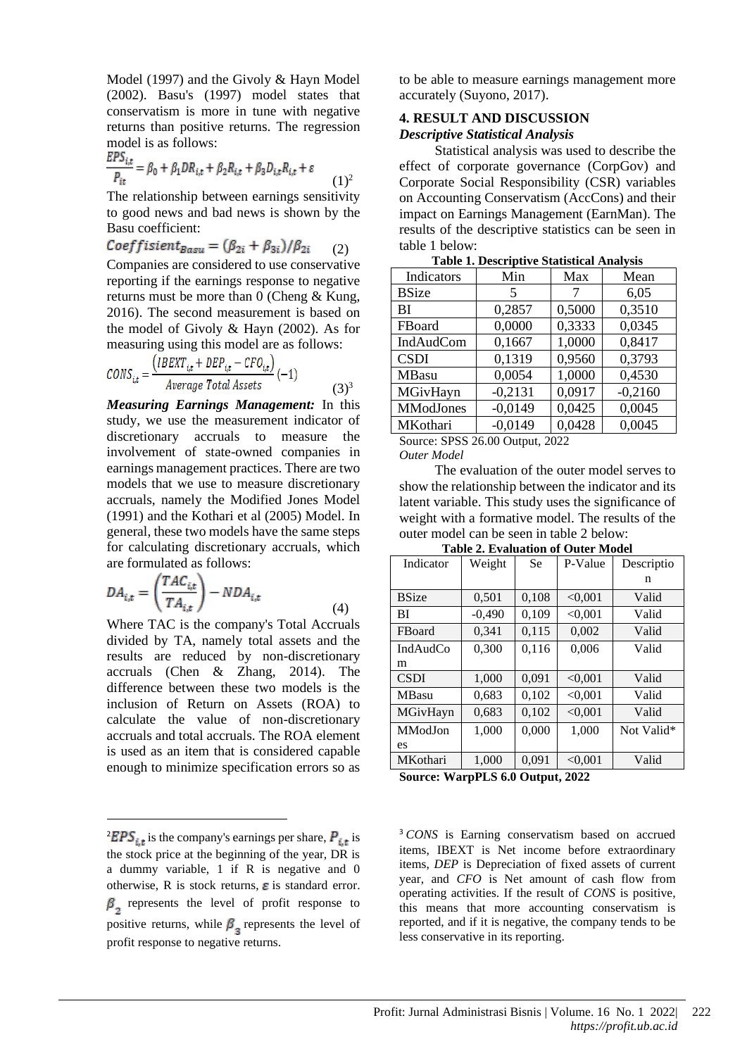Model (1997) and the Givoly & Hayn Model (2002). Basu's (1997) model states that conservatism is more in tune with negative returns than positive returns. The regression model is as follows:

$$\frac{EPS_{i,t}}{P_{it}} = \beta_0 + \beta_1 DR_{i,t} + \beta_2 R_{i,t} + \beta_3 D_{i,t} R_{i,t} + \varepsilon \quad (1)^2$$

The relationship between earnings sensitivity to good news and bad news is shown by the Basu coefficient:

$$Coeffisient_{Basu} = (\beta_{2i} + \beta_{3i})/\beta_{2i} \quad (2)$$

Companies are considered to use conservative reporting if the earnings response to negative returns must be more than 0 (Cheng & Kung, 2016). The second measurement is based on the model of Givoly & Hayn (2002). As for measuring using this model are as follows:

$$CONS_{i,t} = \frac{(IBEXT_{i,t} + DEP_{i,t} - CFO_{i,t})}{Average\ Total\ Assets}(-1) \quad (3)^3$$

***Measuring Earnings Management:*** In this study, we use the measurement indicator of discretionary accruals to measure the involvement of state-owned companies in earnings management practices. There are two models that we use to measure discretionary accruals, namely the Modified Jones Model (1991) and the Kothari et al (2005) Model. In general, these two models have the same steps for calculating discretionary accruals, which are formulated as follows:

$$DA_{i,t} = \left(\frac{TAC_{i,t}}{TA_{i,t}}\right) - NDA_{i,t} \quad (4)$$

Where TAC is the company's Total Accruals divided by TA, namely total assets and the results are reduced by non-discretionary accruals (Chen & Zhang, 2014). The difference between these two models is the inclusion of Return on Assets (ROA) to calculate the value of non-discretionary accruals and total accruals. The ROA element is used as an item that is considered capable enough to minimize specification errors so as to be able to measure earnings management more accurately (Suyono, 2017).

## 4. RESULT AND DISCUSSION

### *Descriptive Statistical Analysis*

Statistical analysis was used to describe the effect of corporate governance (CorpGov) and Corporate Social Responsibility (CSR) variables on Accounting Conservatism (AccCons) and their impact on Earnings Management (EarnMan). The results of the descriptive statistics can be seen in table 1 below:

**Table 1. Descriptive Statistical Analysis**

| Indicators | Min | Max | Mean |
|---|---|---|---|
| BSize | 5 | 7 | 6,05 |
| BI | 0,2857 | 0,5000 | 0,3510 |
| FBoard | 0,0000 | 0,3333 | 0,0345 |
| IndAudCom | 0,1667 | 1,0000 | 0,8417 |
| CSDI | 0,1319 | 0,9560 | 0,3793 |
| MBasu | 0,0054 | 1,0000 | 0,4530 |
| MGivHayn | -0,2131 | 0,0917 | -0,2160 |
| MModJones | -0,0149 | 0,0425 | 0,0045 |
| MKothari | -0,0149 | 0,0428 | 0,0045 |

Source: SPSS 26.00 Output, 2022

*Outer Model*

The evaluation of the outer model serves to show the relationship between the indicator and its latent variable. This study uses the significance of weight with a formative model. The results of the outer model can be seen in table 2 below:

**Table 2. Evaluation of Outer Model**

| Indicator | Weight | Se | P-Value | Description |
|---|---|---|---|---|
| BSize | 0,501 | 0,108 | <0,001 | Valid |
| BI | -0,490 | 0,109 | <0,001 | Valid |
| FBoard | 0,341 | 0,115 | 0,002 | Valid |
| IndAudCom | 0,300 | 0,116 | 0,006 | Valid |
| CSDI | 1,000 | 0,091 | <0,001 | Valid |
| MBasu | 0,683 | 0,102 | <0,001 | Valid |
| MGivHayn | 0,683 | 0,102 | <0,001 | Valid |
| MModJones | 1,000 | 0,000 | 1,000 | Not Valid* |
| MKothari | 1,000 | 0,091 | <0,001 | Valid |

**Source: WarpPLS 6.0 Output, 2022**

---

[2] $EPS_{i,t}$ is the company's earnings per share, $P_{i,t}$ is the stock price at the beginning of the year, DR is a dummy variable, 1 if R is negative and 0 otherwise, R is stock returns, $\varepsilon$ is standard error. $\beta_2$ represents the level of profit response to positive returns, while $\beta_3$ represents the level of profit response to negative returns.

[3] *CONS* is Earning conservatism based on accrued items, IBEXT is Net income before extraordinary items, *DEP* is Depreciation of fixed assets of current year, and *CFO* is Net amount of cash flow from operating activities. If the result of *CONS* is positive, this means that more accounting conservatism is reported, and if it is negative, the company tends to be less conservative in its reporting.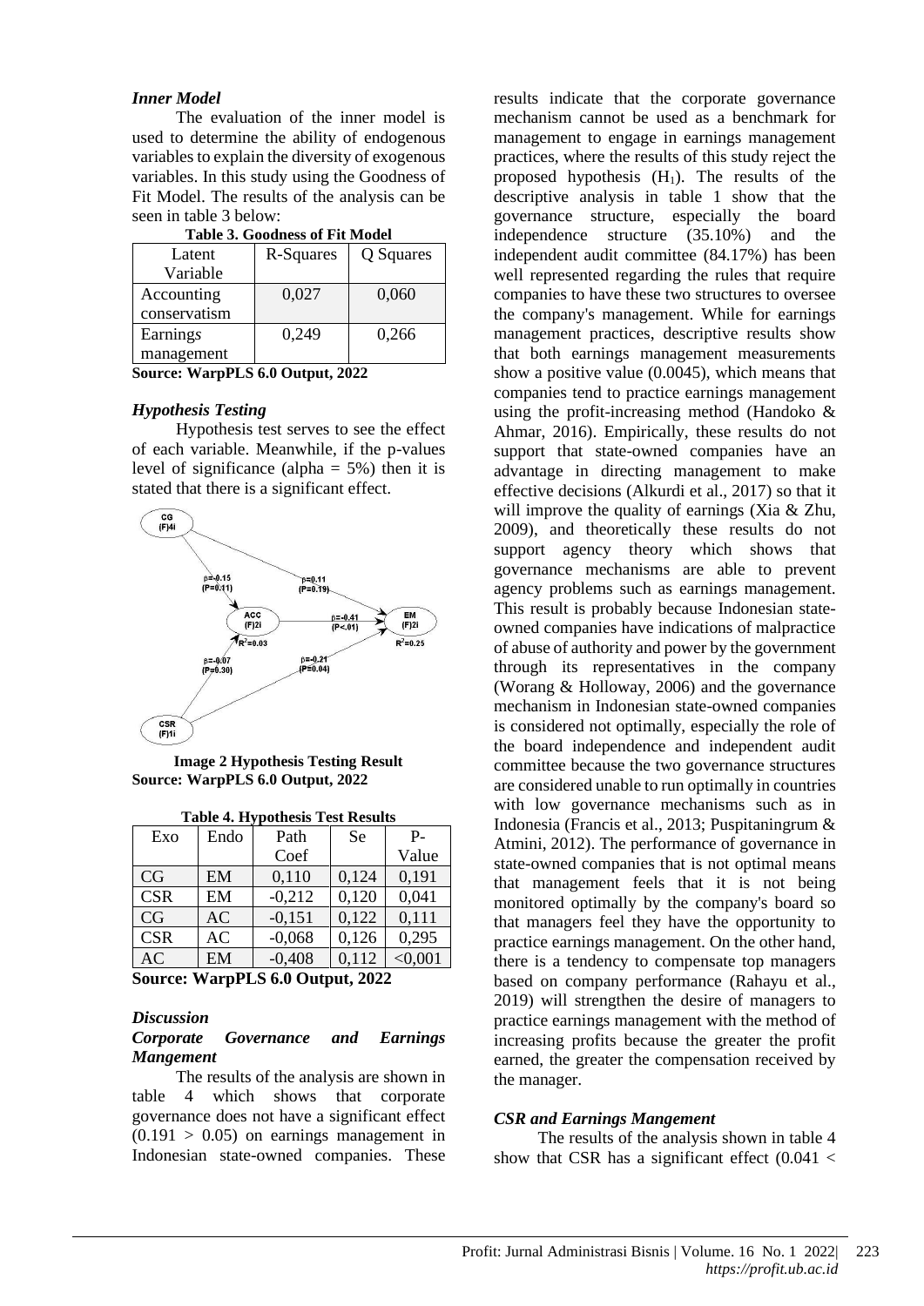### *Inner Model*

The evaluation of the inner model is used to determine the ability of endogenous variables to explain the diversity of exogenous variables. In this study using the Goodness of Fit Model. The results of the analysis can be seen in table 3 below:

**Table 3. Goodness of Fit Model**

| Latent Variable | R-Squares | Q Squares |
|---|---|---|
| Accounting conservatism | 0,027 | 0,060 |
| Earnings management | 0,249 | 0,266 |

**Source: WarpPLS 6.0 Output, 2022**

### *Hypothesis Testing*

Hypothesis test serves to see the effect of each variable. Meanwhile, if the p-values level of significance (alpha = 5%) then it is stated that there is a significant effect.

**Image 2 Hypothesis Testing Result**
**Source: WarpPLS 6.0 Output, 2022**

**Table 4. Hypothesis Test Results**

| Exo | Endo | Path Coef | Se | P-Value |
|---|---|---|---|---|
| CG | EM | 0,110 | 0,124 | 0,191 |
| CSR | EM | -0,212 | 0,120 | 0,041 |
| CG | AC | -0,151 | 0,122 | 0,111 |
| CSR | AC | -0,068 | 0,126 | 0,295 |
| AC | EM | -0,408 | 0,112 | <0,001 |

**Source: WarpPLS 6.0 Output, 2022**

### *Discussion*

#### *Corporate Governance and Earnings Mangement*

The results of the analysis are shown in table 4 which shows that corporate governance does not have a significant effect $(0.191 > 0.05)$ on earnings management in Indonesian state-owned companies. These results indicate that the corporate governance mechanism cannot be used as a benchmark for management to engage in earnings management practices, where the results of this study reject the proposed hypothesis ($H_1$). The results of the descriptive analysis in table 1 show that the governance structure, especially the board independence structure (35.10%) and the independent audit committee (84.17%) has been well represented regarding the rules that require companies to have these two structures to oversee the company's management. While for earnings management practices, descriptive results show that both earnings management measurements show a positive value (0.0045), which means that companies tend to practice earnings management using the profit-increasing method (Handoko & Ahmar, 2016). Empirically, these results do not support that state-owned companies have an advantage in directing management to make effective decisions (Alkurdi et al., 2017) so that it will improve the quality of earnings (Xia & Zhu, 2009), and theoretically these results do not support agency theory which shows that governance mechanisms are able to prevent agency problems such as earnings management. This result is probably because Indonesian state-owned companies have indications of malpractice of abuse of authority and power by the government through its representatives in the company (Worang & Holloway, 2006) and the governance mechanism in Indonesian state-owned companies is considered not optimally, especially the role of the board independence and independent audit committee because the two governance structures are considered unable to run optimally in countries with low governance mechanisms such as in Indonesia (Francis et al., 2013; Puspitaningrum & Atmini, 2012). The performance of governance in state-owned companies that is not optimal means that management feels that it is not being monitored optimally by the company's board so that managers feel they have the opportunity to practice earnings management. On the other hand, there is a tendency to compensate top managers based on company performance (Rahayu et al., 2019) will strengthen the desire of managers to practice earnings management with the method of increasing profits because the greater the profit earned, the greater the compensation received by the manager.

#### *CSR and Earnings Mangement*

The results of the analysis shown in table 4 show that CSR has a significant effect (0.041 <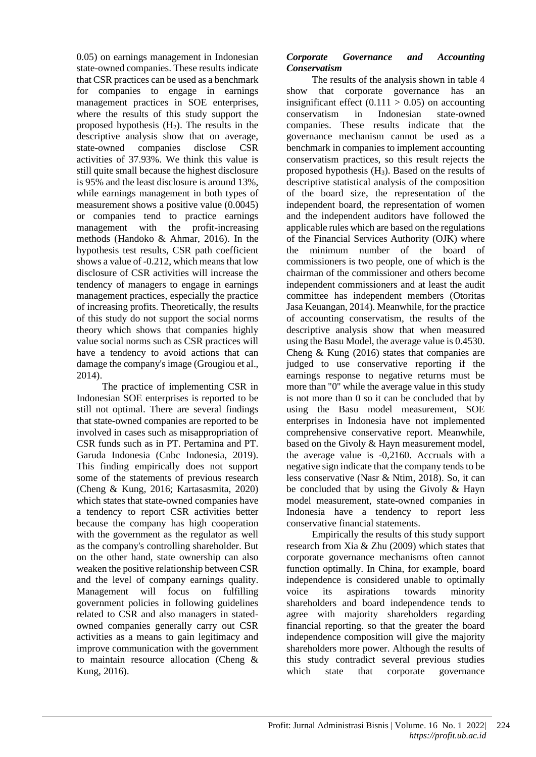0.05) on earnings management in Indonesian state-owned companies. These results indicate that CSR practices can be used as a benchmark for companies to engage in earnings management practices in SOE enterprises, where the results of this study support the proposed hypothesis ($H_2$). The results in the descriptive analysis show that on average, state-owned companies disclose CSR activities of 37.93%. We think this value is still quite small because the highest disclosure is 95% and the least disclosure is around 13%, while earnings management in both types of measurement shows a positive value (0.0045) or companies tend to practice earnings management with the profit-increasing methods (Handoko & Ahmar, 2016). In the hypothesis test results, CSR path coefficient shows a value of -0.212, which means that low disclosure of CSR activities will increase the tendency of managers to engage in earnings management practices, especially the practice of increasing profits. Theoretically, the results of this study do not support the social norms theory which shows that companies highly value social norms such as CSR practices will have a tendency to avoid actions that can damage the company's image (Grougiou et al., 2014).

The practice of implementing CSR in Indonesian SOE enterprises is reported to be still not optimal. There are several findings that state-owned companies are reported to be involved in cases such as misappropriation of CSR funds such as in PT. Pertamina and PT. Garuda Indonesia (Cnbc Indonesia, 2019). This finding empirically does not support some of the statements of previous research (Cheng & Kung, 2016; Kartasasmita, 2020) which states that state-owned companies have a tendency to report CSR activities better because the company has high cooperation with the government as the regulator as well as the company's controlling shareholder. But on the other hand, state ownership can also weaken the positive relationship between CSR and the level of company earnings quality. Management will focus on fulfilling government policies in following guidelines related to CSR and also managers in stated-owned companies generally carry out CSR activities as a means to gain legitimacy and improve communication with the government to maintain resource allocation (Cheng & Kung, 2016).

### *Corporate Governance and Accounting Conservatism*

The results of the analysis shown in table 4 show that corporate governance has an insignificant effect ($0.111 > 0.05$) on accounting conservatism in Indonesian state-owned companies. These results indicate that the governance mechanism cannot be used as a benchmark in companies to implement accounting conservatism practices, so this result rejects the proposed hypothesis ($H_3$). Based on the results of descriptive statistical analysis of the composition of the board size, the representation of the independent board, the representation of women and the independent auditors have followed the applicable rules which are based on the regulations of the Financial Services Authority (OJK) where the minimum number of the board of commissioners is two people, one of which is the chairman of the commissioner and others become independent commissioners and at least the audit committee has independent members (Otoritas Jasa Keuangan, 2014). Meanwhile, for the practice of accounting conservatism, the results of the descriptive analysis show that when measured using the Basu Model, the average value is 0.4530. Cheng & Kung (2016) states that companies are judged to use conservative reporting if the earnings response to negative returns must be more than "0" while the average value in this study is not more than 0 so it can be concluded that by using the Basu model measurement, SOE enterprises in Indonesia have not implemented comprehensive conservative report. Meanwhile, based on the Givoly & Hayn measurement model, the average value is -0,2160. Accruals with a negative sign indicate that the company tends to be less conservative (Nasr & Ntim, 2018). So, it can be concluded that by using the Givoly & Hayn model measurement, state-owned companies in Indonesia have a tendency to report less conservative financial statements.

Empirically the results of this study support research from Xia & Zhu (2009) which states that corporate governance mechanisms often cannot function optimally. In China, for example, board independence is considered unable to optimally voice its aspirations towards minority shareholders and board independence tends to agree with majority shareholders regarding financial reporting. so that the greater the board independence composition will give the majority shareholders more power. Although the results of this study contradict several previous studies which state that corporate governance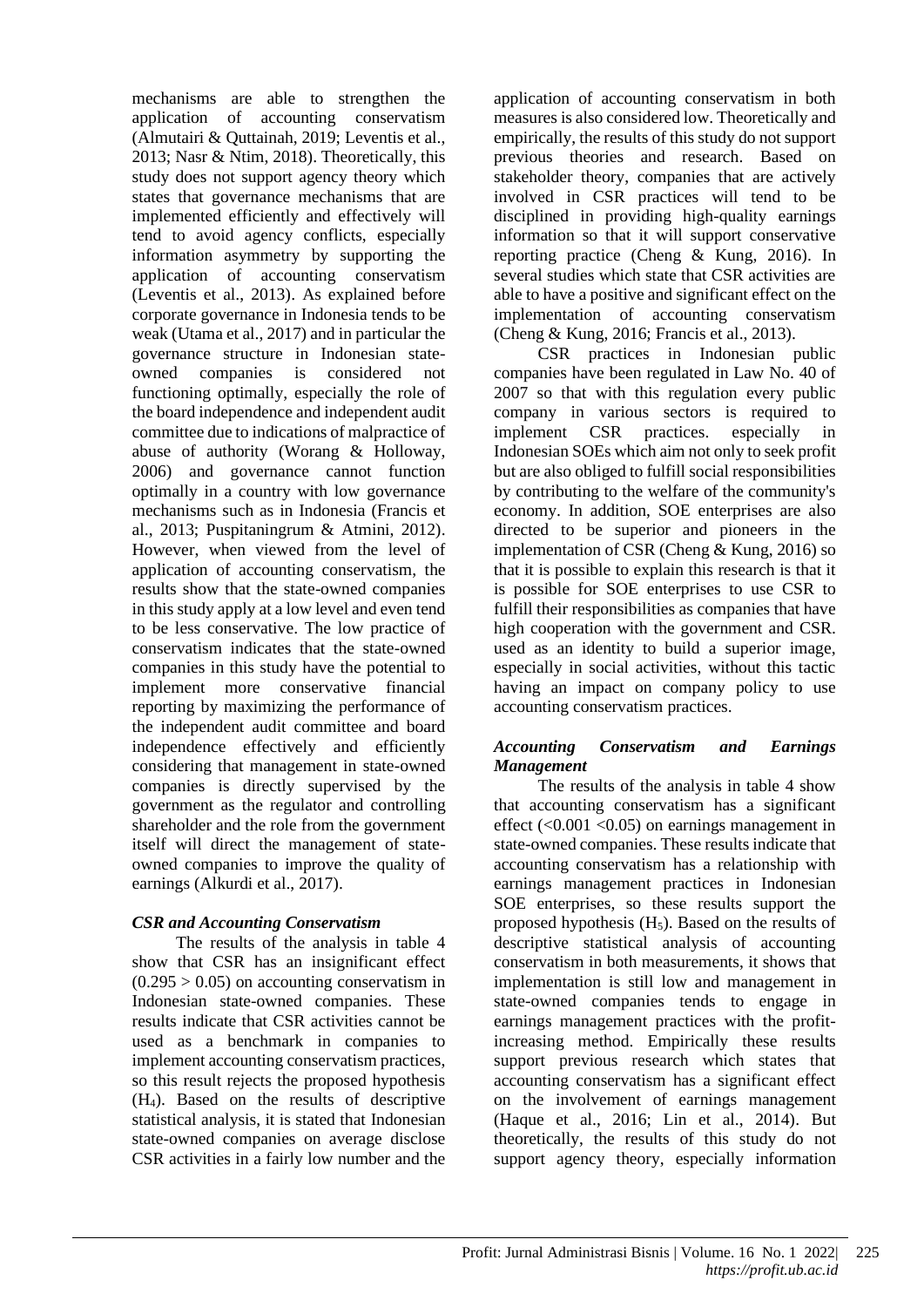mechanisms are able to strengthen the application of accounting conservatism (Almutairi & Quttainah, 2019; Leventis et al., 2013; Nasr & Ntim, 2018). Theoretically, this study does not support agency theory which states that governance mechanisms that are implemented efficiently and effectively will tend to avoid agency conflicts, especially information asymmetry by supporting the application of accounting conservatism (Leventis et al., 2013). As explained before corporate governance in Indonesia tends to be weak (Utama et al., 2017) and in particular the governance structure in Indonesian state-owned companies is considered not functioning optimally, especially the role of the board independence and independent audit committee due to indications of malpractice of abuse of authority (Worang & Holloway, 2006) and governance cannot function optimally in a country with low governance mechanisms such as in Indonesia (Francis et al., 2013; Puspitaningrum & Atmini, 2012). However, when viewed from the level of application of accounting conservatism, the results show that the state-owned companies in this study apply at a low level and even tend to be less conservative. The low practice of conservatism indicates that the state-owned companies in this study have the potential to implement more conservative financial reporting by maximizing the performance of the independent audit committee and board independence effectively and efficiently considering that management in state-owned companies is directly supervised by the government as the regulator and controlling shareholder and the role from the government itself will direct the management of state-owned companies to improve the quality of earnings (Alkurdi et al., 2017).

### *CSR and Accounting Conservatism*

The results of the analysis in table 4 show that CSR has an insignificant effect ($0.295 > 0.05$) on accounting conservatism in Indonesian state-owned companies. These results indicate that CSR activities cannot be used as a benchmark in companies to implement accounting conservatism practices, so this result rejects the proposed hypothesis ($H_4$). Based on the results of descriptive statistical analysis, it is stated that Indonesian state-owned companies on average disclose CSR activities in a fairly low number and the application of accounting conservatism in both measures is also considered low. Theoretically and empirically, the results of this study do not support previous theories and research. Based on stakeholder theory, companies that are actively involved in CSR practices will tend to be disciplined in providing high-quality earnings information so that it will support conservative reporting practice (Cheng & Kung, 2016). In several studies which state that CSR activities are able to have a positive and significant effect on the implementation of accounting conservatism (Cheng & Kung, 2016; Francis et al., 2013).

CSR practices in Indonesian public companies have been regulated in Law No. 40 of 2007 so that with this regulation every public company in various sectors is required to implement CSR practices. especially in Indonesian SOEs which aim not only to seek profit but are also obliged to fulfill social responsibilities by contributing to the welfare of the community's economy. In addition, SOE enterprises are also directed to be superior and pioneers in the implementation of CSR (Cheng & Kung, 2016) so that it is possible to explain this research is that it is possible for SOE enterprises to use CSR to fulfill their responsibilities as companies that have high cooperation with the government and CSR. used as an identity to build a superior image, especially in social activities, without this tactic having an impact on company policy to use accounting conservatism practices.

### *Accounting Conservatism and Earnings Management*

The results of the analysis in table 4 show that accounting conservatism has a significant effect ($<0.001 <0.05$) on earnings management in state-owned companies. These results indicate that accounting conservatism has a relationship with earnings management practices in Indonesian SOE enterprises, so these results support the proposed hypothesis ($H_5$). Based on the results of descriptive statistical analysis of accounting conservatism in both measurements, it shows that implementation is still low and management in state-owned companies tends to engage in earnings management practices with the profit-increasing method. Empirically these results support previous research which states that accounting conservatism has a significant effect on the involvement of earnings management (Haque et al., 2016; Lin et al., 2014). But theoretically, the results of this study do not support agency theory, especially information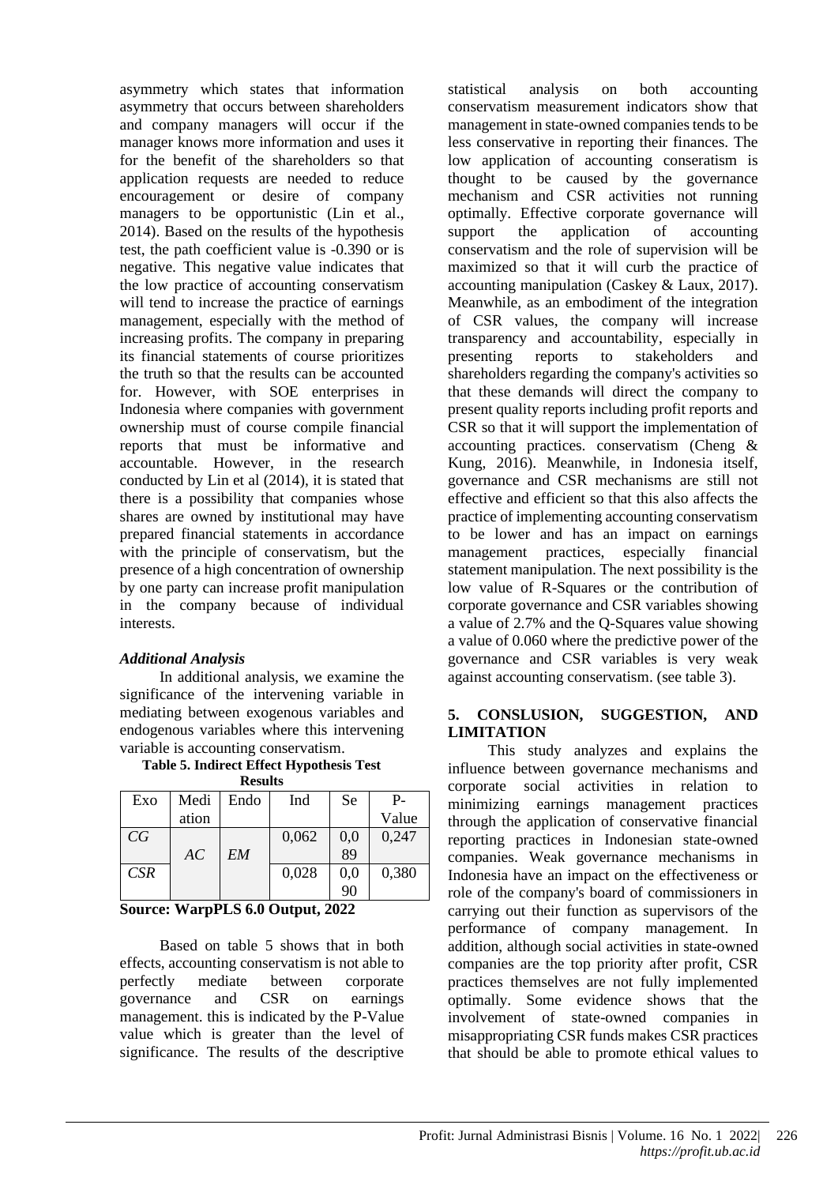asymmetry which states that information asymmetry that occurs between shareholders and company managers will occur if the manager knows more information and uses it for the benefit of the shareholders so that application requests are needed to reduce encouragement or desire of company managers to be opportunistic (Lin et al., 2014). Based on the results of the hypothesis test, the path coefficient value is -0.390 or is negative. This negative value indicates that the low practice of accounting conservatism will tend to increase the practice of earnings management, especially with the method of increasing profits. The company in preparing its financial statements of course prioritizes the truth so that the results can be accounted for. However, with SOE enterprises in Indonesia where companies with government ownership must of course compile financial reports that must be informative and accountable. However, in the research conducted by Lin et al (2014), it is stated that there is a possibility that companies whose shares are owned by institutional may have prepared financial statements in accordance with the principle of conservatism, but the presence of a high concentration of ownership by one party can increase profit manipulation in the company because of individual interests.

### *Additional Analysis*

In additional analysis, we examine the significance of the intervening variable in mediating between exogenous variables and endogenous variables where this intervening variable is accounting conservatism.

**Table 5. Indirect Effect Hypothesis Test Results**

| Exo | Mediation | Endo | Ind | Se | P-Value |
|---|---|---|---|---|---|
| *CG* | *AC* | *EM* | 0,062 | 0,089 | 0,247 |
| *CSR* | | | 0,028 | 0,090 | 0,380 |

**Source: WarpPLS 6.0 Output, 2022**

Based on table 5 shows that in both effects, accounting conservatism is not able to perfectly mediate between corporate governance and CSR on earnings management. this is indicated by the P-Value value which is greater than the level of significance. The results of the descriptive statistical analysis on both accounting conservatism measurement indicators show that management in state-owned companies tends to be less conservative in reporting their finances. The low application of accounting conseratism is thought to be caused by the governance mechanism and CSR activities not running optimally. Effective corporate governance will support the application of accounting conservatism and the role of supervision will be maximized so that it will curb the practice of accounting manipulation (Caskey & Laux, 2017). Meanwhile, as an embodiment of the integration of CSR values, the company will increase transparency and accountability, especially in presenting reports to stakeholders and shareholders regarding the company's activities so that these demands will direct the company to present quality reports including profit reports and CSR so that it will support the implementation of accounting practices. conservatism (Cheng & Kung, 2016). Meanwhile, in Indonesia itself, governance and CSR mechanisms are still not effective and efficient so that this also affects the practice of implementing accounting conservatism to be lower and has an impact on earnings management practices, especially financial statement manipulation. The next possibility is the low value of R-Squares or the contribution of corporate governance and CSR variables showing a value of 2.7% and the Q-Squares value showing a value of 0.060 where the predictive power of the governance and CSR variables is very weak against accounting conservatism. (see table 3).

## 5. CONSLUSION, SUGGESTION, AND LIMITATION

This study analyzes and explains the influence between governance mechanisms and corporate social activities in relation to minimizing earnings management practices through the application of conservative financial reporting practices in Indonesian state-owned companies. Weak governance mechanisms in Indonesia have an impact on the effectiveness or role of the company's board of commissioners in carrying out their function as supervisors of the performance of company management. In addition, although social activities in state-owned companies are the top priority after profit, CSR practices themselves are not fully implemented optimally. Some evidence shows that the involvement of state-owned companies in misappropriating CSR funds makes CSR practices that should be able to promote ethical values to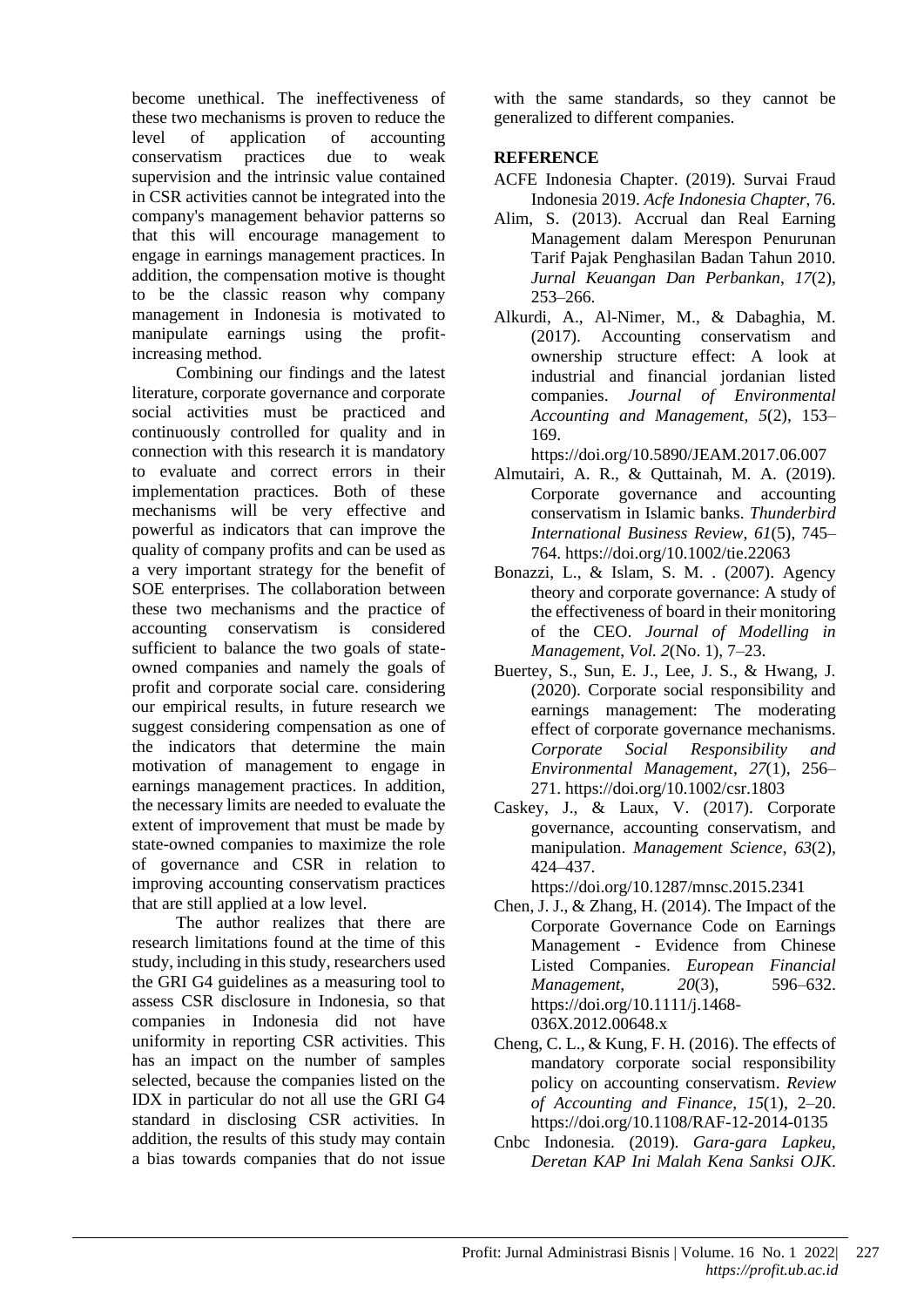become unethical. The ineffectiveness of these two mechanisms is proven to reduce the level of application of accounting conservatism practices due to weak supervision and the intrinsic value contained in CSR activities cannot be integrated into the company's management behavior patterns so that this will encourage management to engage in earnings management practices. In addition, the compensation motive is thought to be the classic reason why company management in Indonesia is motivated to manipulate earnings using the profit-increasing method.

Combining our findings and the latest literature, corporate governance and corporate social activities must be practiced and continuously controlled for quality and in connection with this research it is mandatory to evaluate and correct errors in their implementation practices. Both of these mechanisms will be very effective and powerful as indicators that can improve the quality of company profits and can be used as a very important strategy for the benefit of SOE enterprises. The collaboration between these two mechanisms and the practice of accounting conservatism is considered sufficient to balance the two goals of state-owned companies and namely the goals of profit and corporate social care. considering our empirical results, in future research we suggest considering compensation as one of the indicators that determine the main motivation of management to engage in earnings management practices. In addition, the necessary limits are needed to evaluate the extent of improvement that must be made by state-owned companies to maximize the role of governance and CSR in relation to improving accounting conservatism practices that are still applied at a low level.

The author realizes that there are research limitations found at the time of this study, including in this study, researchers used the GRI G4 guidelines as a measuring tool to assess CSR disclosure in Indonesia, so that companies in Indonesia did not have uniformity in reporting CSR activities. This has an impact on the number of samples selected, because the companies listed on the IDX in particular do not all use the GRI G4 standard in disclosing CSR activities. In addition, the results of this study may contain a bias towards companies that do not issue with the same standards, so they cannot be generalized to different companies.

## REFERENCE

ACFE Indonesia Chapter. (2019). Survai Fraud Indonesia 2019. *Acfe Indonesia Chapter*, 76.

Alim, S. (2013). Accrual dan Real Earning Management dalam Merespon Penurunan Tarif Pajak Penghasilan Badan Tahun 2010. *Jurnal Keuangan Dan Perbankan*, *17*(2), 253–266.

Alkurdi, A., Al-Nimer, M., & Dabaghia, M. (2017). Accounting conservatism and ownership structure effect: A look at industrial and financial jordanian listed companies. *Journal of Environmental Accounting and Management*, *5*(2), 153–169. https://doi.org/10.5890/JEAM.2017.06.007

Almutairi, A. R., & Quttainah, M. A. (2019). Corporate governance and accounting conservatism in Islamic banks. *Thunderbird International Business Review*, *61*(5), 745–764. https://doi.org/10.1002/tie.22063

Bonazzi, L., & Islam, S. M. . (2007). Agency theory and corporate governance: A study of the effectiveness of board in their monitoring of the CEO. *Journal of Modelling in Management*, *Vol. 2*(No. 1), 7–23.

Buertey, S., Sun, E. J., Lee, J. S., & Hwang, J. (2020). Corporate social responsibility and earnings management: The moderating effect of corporate governance mechanisms. *Corporate Social Responsibility and Environmental Management*, *27*(1), 256–271. https://doi.org/10.1002/csr.1803

Caskey, J., & Laux, V. (2017). Corporate governance, accounting conservatism, and manipulation. *Management Science*, *63*(2), 424–437. https://doi.org/10.1287/mnsc.2015.2341

Chen, J. J., & Zhang, H. (2014). The Impact of the Corporate Governance Code on Earnings Management - Evidence from Chinese Listed Companies. *European Financial Management*, *20*(3), 596–632. https://doi.org/10.1111/j.1468-036X.2012.00648.x

Cheng, C. L., & Kung, F. H. (2016). The effects of mandatory corporate social responsibility policy on accounting conservatism. *Review of Accounting and Finance*, *15*(1), 2–20. https://doi.org/10.1108/RAF-12-2014-0135

Cnbc Indonesia. (2019). *Gara-gara Lapkeu, Deretan KAP Ini Malah Kena Sanksi OJK.*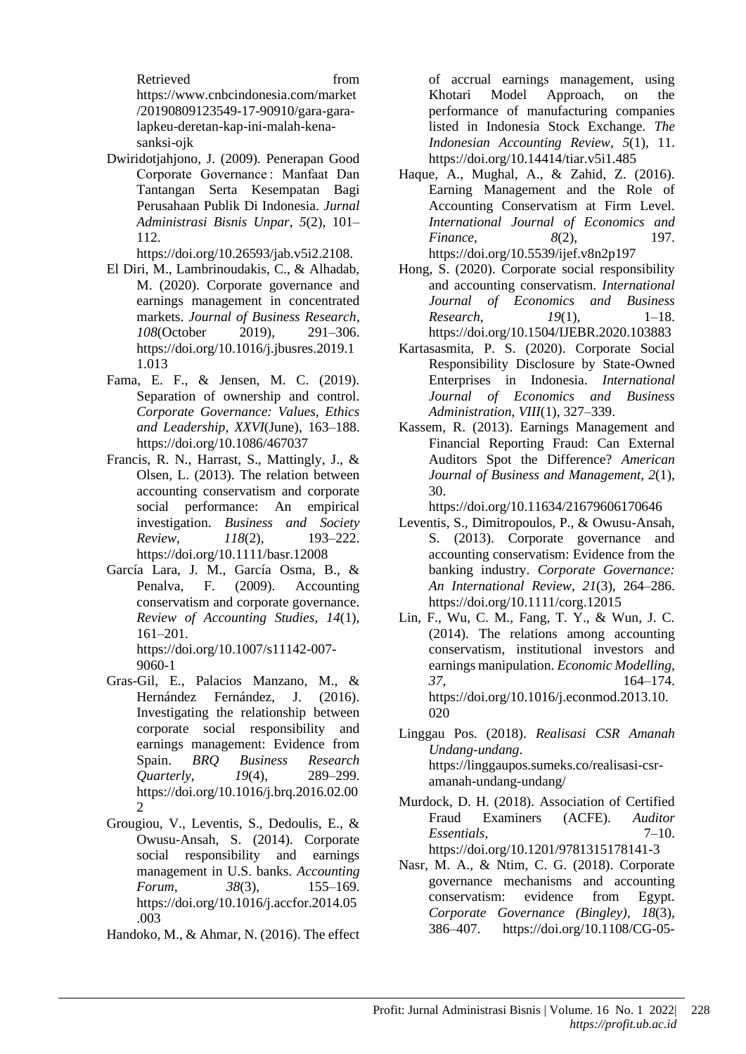Retrieved from https://www.cnbcindonesia.com/market/20190809123549-17-90910/gara-gara-lapkeu-deretan-kap-ini-malah-kena-sanksi-ojk

Dwiridotjahjono, J. (2009). Penerapan Good Corporate Governance : Manfaat Dan Tantangan Serta Kesempatan Bagi Perusahaan Publik Di Indonesia. *Jurnal Administrasi Bisnis Unpar*, *5*(2), 101–112. https://doi.org/10.26593/jab.v5i2.2108.

El Diri, M., Lambrinoudakis, C., & Alhadab, M. (2020). Corporate governance and earnings management in concentrated markets. *Journal of Business Research*, *108*(October 2019), 291–306. https://doi.org/10.1016/j.jbusres.2019.11.013

Fama, E. F., & Jensen, M. C. (2019). Separation of ownership and control. *Corporate Governance: Values, Ethics and Leadership*, *XXVI*(June), 163–188. https://doi.org/10.1086/467037

Francis, R. N., Harrast, S., Mattingly, J., & Olsen, L. (2013). The relation between accounting conservatism and corporate social performance: An empirical investigation. *Business and Society Review*, *118*(2), 193–222. https://doi.org/10.1111/basr.12008

García Lara, J. M., García Osma, B., & Penalva, F. (2009). Accounting conservatism and corporate governance. *Review of Accounting Studies*, *14*(1), 161–201. https://doi.org/10.1007/s11142-007-9060-1

Gras-Gil, E., Palacios Manzano, M., & Hernández Fernández, J. (2016). Investigating the relationship between corporate social responsibility and earnings management: Evidence from Spain. *BRQ Business Research Quarterly*, *19*(4), 289–299. https://doi.org/10.1016/j.brq.2016.02.002

Grougiou, V., Leventis, S., Dedoulis, E., & Owusu-Ansah, S. (2014). Corporate social responsibility and earnings management in U.S. banks. *Accounting Forum*, *38*(3), 155–169. https://doi.org/10.1016/j.accfor.2014.05.003

Handoko, M., & Ahmar, N. (2016). The effect of accrual earnings management, using Khotari Model Approach, on the performance of manufacturing companies listed in Indonesia Stock Exchange. *The Indonesian Accounting Review*, *5*(1), 11. https://doi.org/10.14414/tiar.v5i1.485

Haque, A., Mughal, A., & Zahid, Z. (2016). Earning Management and the Role of Accounting Conservatism at Firm Level. *International Journal of Economics and Finance*, *8*(2), 197. https://doi.org/10.5539/ijef.v8n2p197

Hong, S. (2020). Corporate social responsibility and accounting conservatism. *International Journal of Economics and Business Research*, *19*(1), 1–18. https://doi.org/10.1504/IJEBR.2020.103883

Kartasasmita, P. S. (2020). Corporate Social Responsibility Disclosure by State-Owned Enterprises in Indonesia. *International Journal of Economics and Business Administration*, *VIII*(1), 327–339.

Kassem, R. (2013). Earnings Management and Financial Reporting Fraud: Can External Auditors Spot the Difference? *American Journal of Business and Management*, *2*(1), 30. https://doi.org/10.11634/21679606170646

Leventis, S., Dimitropoulos, P., & Owusu-Ansah, S. (2013). Corporate governance and accounting conservatism: Evidence from the banking industry. *Corporate Governance: An International Review*, *21*(3), 264–286. https://doi.org/10.1111/corg.12015

Lin, F., Wu, C. M., Fang, T. Y., & Wun, J. C. (2014). The relations among accounting conservatism, institutional investors and earnings manipulation. *Economic Modelling*, *37*, 164–174. https://doi.org/10.1016/j.econmod.2013.10.020

Linggau Pos. (2018). *Realisasi CSR Amanah Undang-undang*. https://linggaupos.sumeks.co/realisasi-csr-amanah-undang-undang/

Murdock, D. H. (2018). Association of Certified Fraud Examiners (ACFE). *Auditor Essentials*, 7–10. https://doi.org/10.1201/9781315178141-3

Nasr, M. A., & Ntim, C. G. (2018). Corporate governance mechanisms and accounting conservatism: evidence from Egypt. *Corporate Governance (Bingley)*, *18*(3), 386–407. https://doi.org/10.1108/CG-05-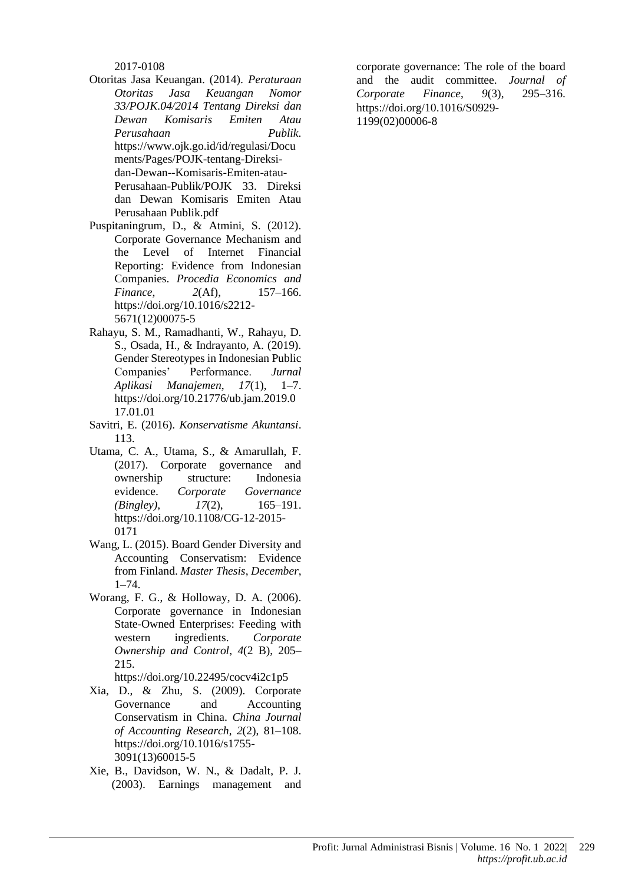2017-0108

Otoritas Jasa Keuangan. (2014). *Peraturaan Otoritas Jasa Keuangan Nomor 33/POJK.04/2014 Tentang Direksi dan Dewan Komisaris Emiten Atau Perusahaan Publik*. https://www.ojk.go.id/id/regulasi/Documents/Pages/POJK-tentang-Direksi-dan-Dewan--Komisaris-Emiten-atau-Perusahaan-Publik/POJK 33. Direksi dan Dewan Komisaris Emiten Atau Perusahaan Publik.pdf

Puspitaningrum, D., & Atmini, S. (2012). Corporate Governance Mechanism and the Level of Internet Financial Reporting: Evidence from Indonesian Companies. *Procedia Economics and Finance*, *2*(Af), 157–166. https://doi.org/10.1016/s2212-5671(12)00075-5

Rahayu, S. M., Ramadhanti, W., Rahayu, D. S., Osada, H., & Indrayanto, A. (2019). Gender Stereotypes in Indonesian Public Companies' Performance. *Jurnal Aplikasi Manajemen*, *17*(1), 1–7. https://doi.org/10.21776/ub.jam.2019.017.01.01

Savitri, E. (2016). *Konservatisme Akuntansi*. 113.

Utama, C. A., Utama, S., & Amarullah, F. (2017). Corporate governance and ownership structure: Indonesia evidence. *Corporate Governance (Bingley)*, *17*(2), 165–191. https://doi.org/10.1108/CG-12-2015-0171

Wang, L. (2015). Board Gender Diversity and Accounting Conservatism: Evidence from Finland. *Master Thesis*, *December*, 1–74.

Worang, F. G., & Holloway, D. A. (2006). Corporate governance in Indonesian State-Owned Enterprises: Feeding with western ingredients. *Corporate Ownership and Control*, *4*(2 B), 205–215. https://doi.org/10.22495/cocv4i2c1p5

Xia, D., & Zhu, S. (2009). Corporate Governance and Accounting Conservatism in China. *China Journal of Accounting Research*, *2*(2), 81–108. https://doi.org/10.1016/s1755-3091(13)60015-5

Xie, B., Davidson, W. N., & Dadalt, P. J. (2003). Earnings management and corporate governance: The role of the board and the audit committee. *Journal of Corporate Finance*, *9*(3), 295–316. https://doi.org/10.1016/S0929-1199(02)00006-8